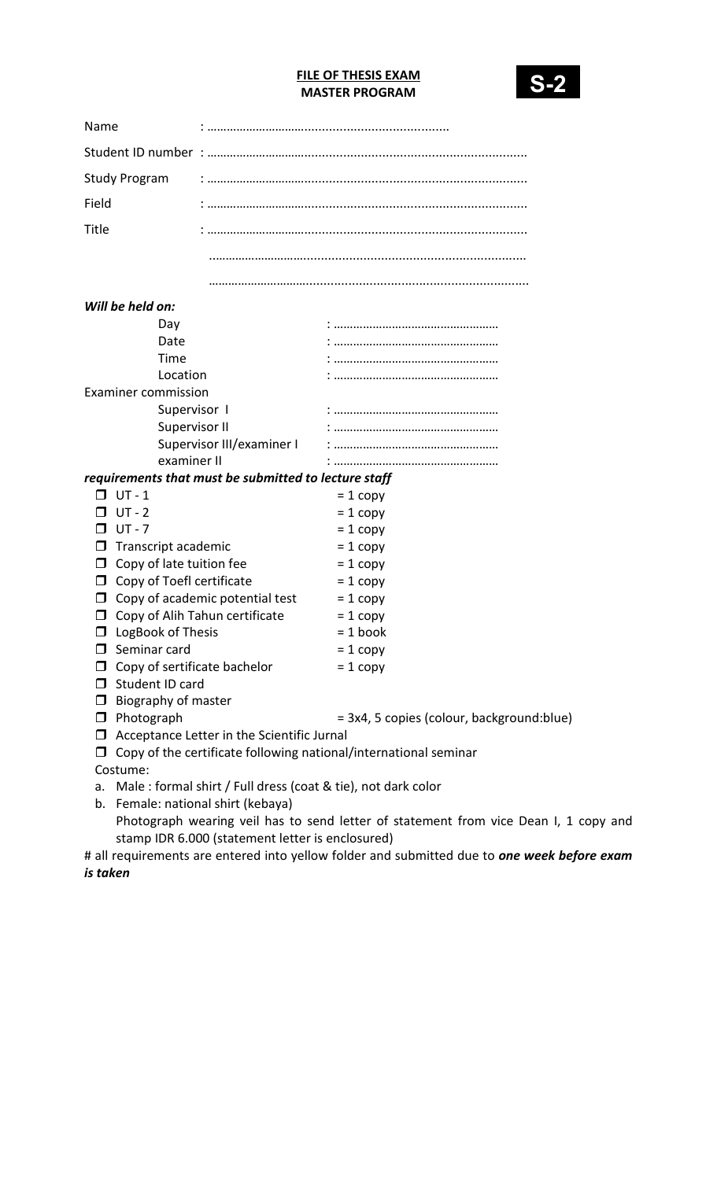**FILE OF THESIS EXAM**
**MASTER PROGRAM**

**S-2**

Name : ……………………………………………………………

Student ID number : ……………………………………………………………………………

Study Program : ……………………………………………………………………………

Field : ……………………………………………………………………………

Title : ……………………………………………………………………………

……………………………………………………………………………

……………………………………………………………………………

***Will be held on:***

Day : ……………………………………………

Date : ……………………………………………

Time : ……………………………………………

Location : ……………………………………………

Examiner commission

Supervisor I : ……………………………………………

Supervisor II : ……………………………………………

Supervisor III/examiner I : ……………………………………………

examiner II : ……………………………………………

***requirements that must be submitted to lecture staff***

- ☐ UT - 1 = 1 copy
- ☐ UT - 2 = 1 copy
- ☐ UT - 7 = 1 copy
- ☐ Transcript academic = 1 copy
- ☐ Copy of late tuition fee = 1 copy
- ☐ Copy of Toefl certificate = 1 copy
- ☐ Copy of academic potential test = 1 copy
- ☐ Copy of Alih Tahun certificate = 1 copy
- ☐ LogBook of Thesis = 1 book
- ☐ Seminar card = 1 copy
- ☐ Copy of sertificate bachelor = 1 copy
- ☐ Student ID card
- ☐ Biography of master
- ☐ Photograph = 3x4, 5 copies (colour, background:blue)
- ☐ Acceptance Letter in the Scientific Jurnal
- ☐ Copy of the certificate following national/international seminar

Costume:

a. Male : formal shirt / Full dress (coat & tie), not dark color
b. Female: national shirt (kebaya)
   Photograph wearing veil has to send letter of statement from vice Dean I, 1 copy and stamp IDR 6.000 (statement letter is enclosured)

# all requirements are entered into yellow folder and submitted due to ***one week before exam is taken***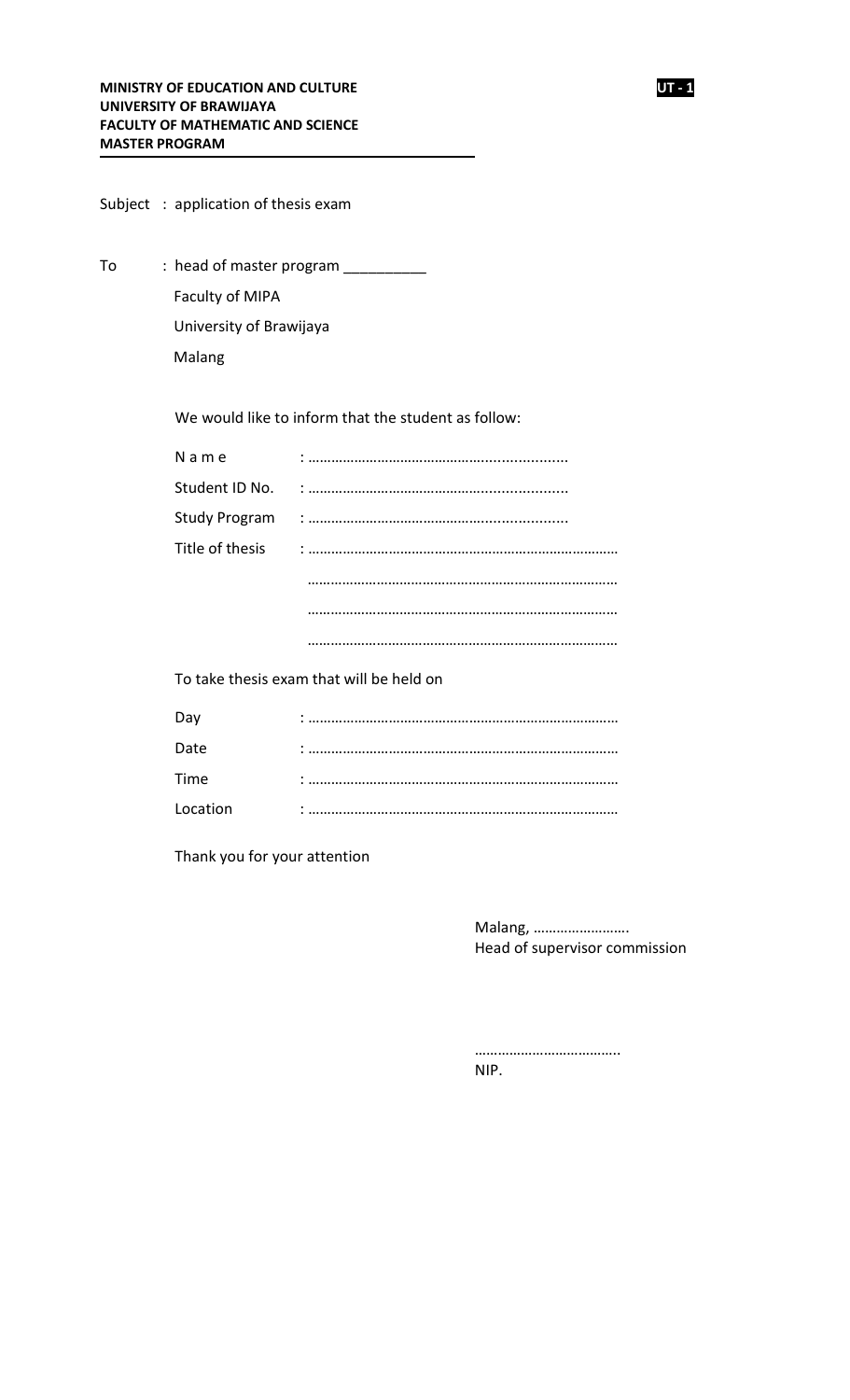**MINISTRY OF EDUCATION AND CULTURE**
**UNIVERSITY OF BRAWIJAYA**
**FACULTY OF MATHEMATIC AND SCIENCE**
**MASTER PROGRAM**

**UT - 1**

---

Subject : application of thesis exam

To : head of master program __________
Faculty of MIPA
University of Brawijaya
Malang

We would like to inform that the student as follow:

N a m e : ……………………………………….................
Student ID No. : ……………………………………….................
Study Program : ……………………………………….................
Title of thesis : ………………………………………………………………………
………………………………………………………………………
………………………………………………………………………
………………………………………………………………………

To take thesis exam that will be held on

Day : ………………………………………………………………………
Date : ………………………………………………………………………
Time : ………………………………………………………………………
Location : ………………………………………………………………………

Thank you for your attention

Malang, …………………….
Head of supervisor commission

………………………………..
NIP.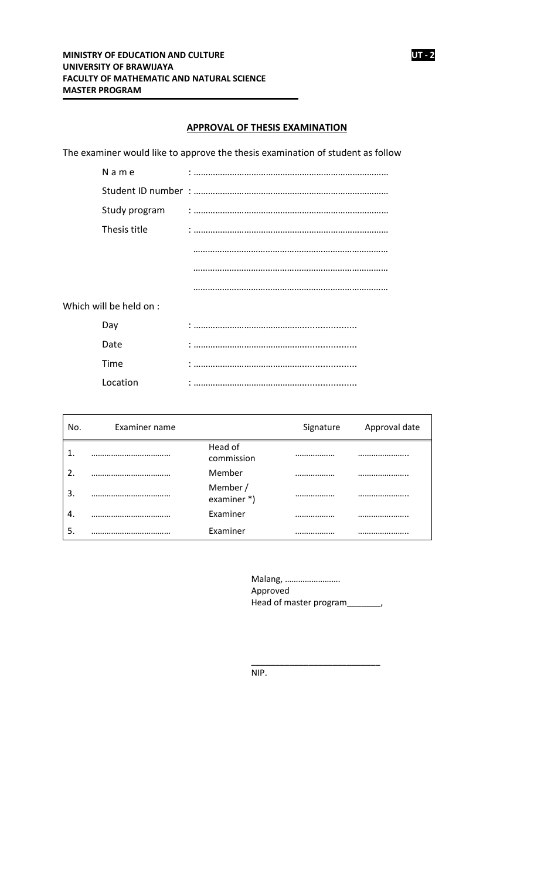**MINISTRY OF EDUCATION AND CULTURE**
**UNIVERSITY OF BRAWIJAYA**
**FACULTY OF MATHEMATIC AND NATURAL SCIENCE**
**MASTER PROGRAM**

**UT - 2**

## APPROVAL OF THESIS EXAMINATION

The examiner would like to approve the thesis examination of student as follow

Name : ………………………………………………………………………

Student ID number : ………………………………………………………………………

Study program : ………………………………………………………………………

Thesis title : ………………………………………………………………………

………………………………………………………………………

………………………………………………………………………

………………………………………………………………………

Which will be held on :

Day : ………………………………………………...........

Date : ………………………………………………...........

Time : ………………………………………………...........

Location : ………………………………………………...........

| No. | Examiner name | | Signature | Approval date |
|---|---|---|---|---|
| 1. | ……………………………… | Head of commission | …………….. | ………………….. |
| 2. | ……………………………… | Member | …………….. | ………………….. |
| 3. | ……………………………… | Member / examiner *) | …………….. | ………………….. |
| 4. | ……………………………… | Examiner | …………….. | ………………….. |
| 5. | ……………………………… | Examiner | …………….. | ………………….. |

Malang, …………………….
Approved
Head of master program_______,

___________________________
NIP.